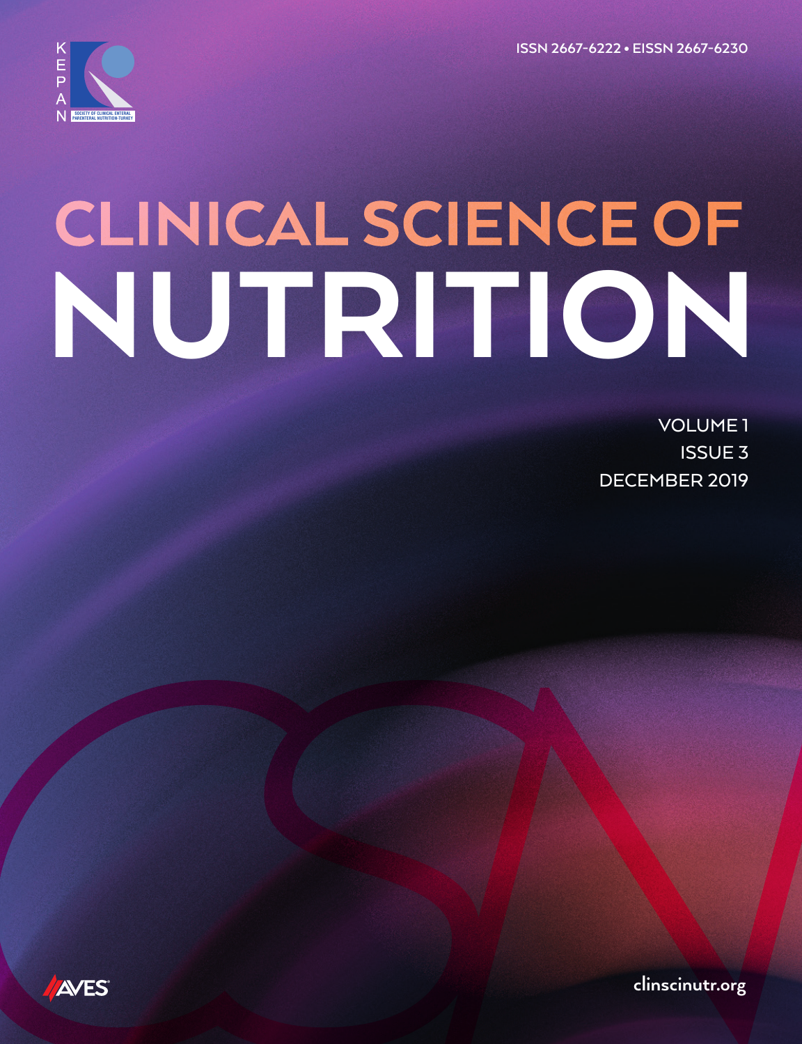KEPAN

SOCIETY OF CLINICAL ENTERAL PARENTERAL NUTRITION-TURKEY

ISSN 2667-6222 • EISSN 2667-6230

# CLINICAL SCIENCE OF NUTRITION

VOLUME 1
ISSUE 3
DECEMBER 2019

AVES

clinscinutr.org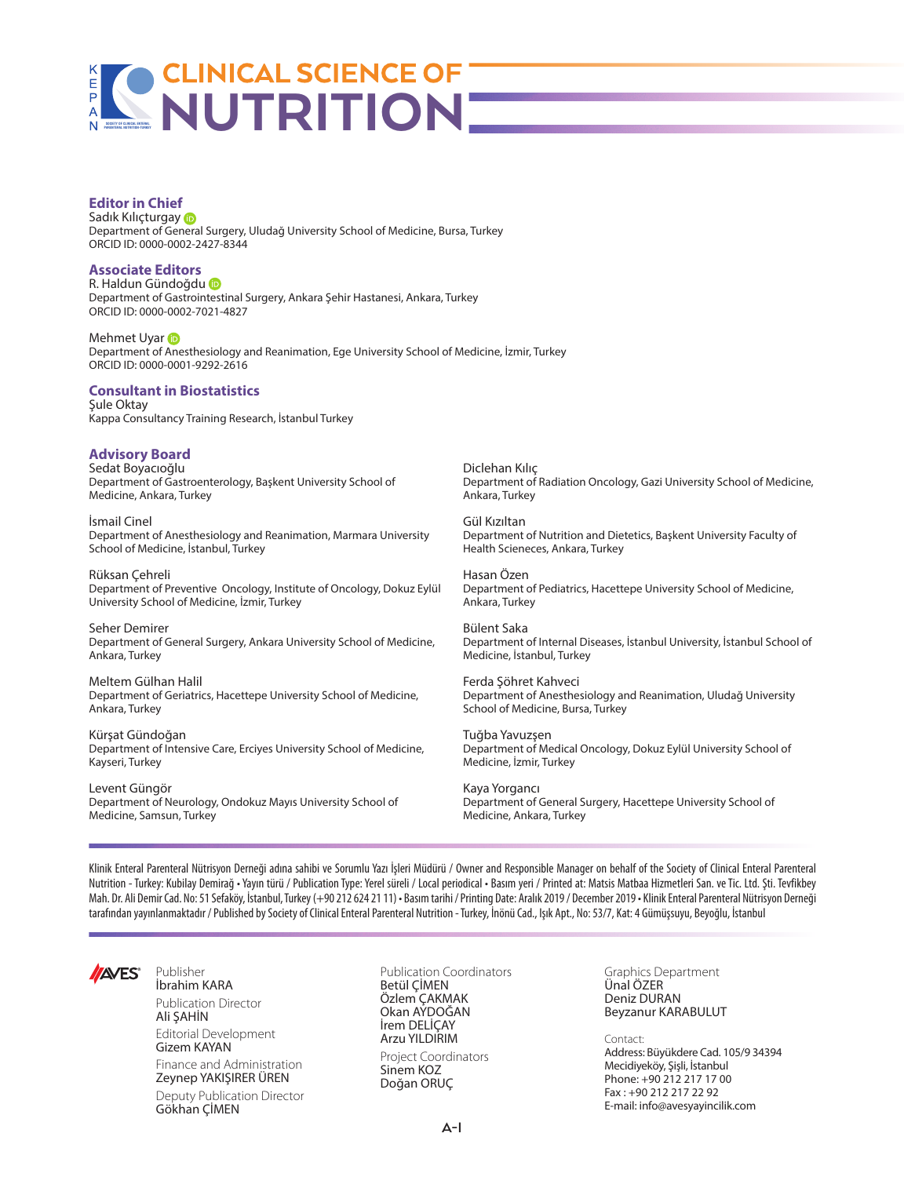# CLINICAL SCIENCE OF NUTRITION

## Editor in Chief

Sadık Kılıçturgay
Department of General Surgery, Uludağ University School of Medicine, Bursa, Turkey
ORCID ID: 0000-0002-2427-8344

## Associate Editors

R. Haldun Gündoğdu
Department of Gastrointestinal Surgery, Ankara Şehir Hastanesi, Ankara, Turkey
ORCID ID: 0000-0002-7021-4827

Mehmet Uyar
Department of Anesthesiology and Reanimation, Ege University School of Medicine, İzmir, Turkey
ORCID ID: 0000-0001-9292-2616

## Consultant in Biostatistics

Şule Oktay
Kappa Consultancy Training Research, İstanbul Turkey

## Advisory Board

Sedat Boyacıoğlu
Department of Gastroenterology, Başkent University School of Medicine, Ankara, Turkey

İsmail Cinel
Department of Anesthesiology and Reanimation, Marmara University School of Medicine, İstanbul, Turkey

Rüksan Çehreli
Department of Preventive Oncology, Institute of Oncology, Dokuz Eylül University School of Medicine, İzmir, Turkey

Seher Demirer
Department of General Surgery, Ankara University School of Medicine, Ankara, Turkey

Meltem Gülhan Halil
Department of Geriatrics, Hacettepe University School of Medicine, Ankara, Turkey

Kürşat Gündoğan
Department of Intensive Care, Erciyes University School of Medicine, Kayseri, Turkey

Levent Güngör
Department of Neurology, Ondokuz Mayıs University School of Medicine, Samsun, Turkey

Diclehan Kılıç
Department of Radiation Oncology, Gazi University School of Medicine, Ankara, Turkey

Gül Kızıltan
Department of Nutrition and Dietetics, Başkent University Faculty of Health Scieneces, Ankara, Turkey

Hasan Özen
Department of Pediatrics, Hacettepe University School of Medicine, Ankara, Turkey

Bülent Saka
Department of Internal Diseases, İstanbul University, İstanbul School of Medicine, İstanbul, Turkey

Ferda Şöhret Kahveci
Department of Anesthesiology and Reanimation, Uludağ University School of Medicine, Bursa, Turkey

Tuğba Yavuzşen
Department of Medical Oncology, Dokuz Eylül University School of Medicine, İzmir, Turkey

Kaya Yorgancı
Department of General Surgery, Hacettepe University School of Medicine, Ankara, Turkey

---

Klinik Enteral Parenteral Nütrisyon Derneği adına sahibi ve Sorumlu Yazı İşleri Müdürü / Owner and Responsible Manager on behalf of the Society of Clinical Enteral Parenteral Nutrition - Turkey: Kubilay Demirağ • Yayın türü / Publication Type: Yerel süreli / Local periodical • Basım yeri / Printed at: Matsis Matbaa Hizmetleri San. ve Tic. Ltd. Şti. Tevfikbey Mah. Dr. Ali Demir Cad. No: 51 Sefaköy, İstanbul, Turkey (+90 212 624 21 11) • Basım tarihi / Printing Date: Aralık 2019 / December 2019 • Klinik Enteral Parenteral Nütrisyon Derneği tarafından yayınlanmaktadır / Published by Society of Clinical Enteral Parenteral Nutrition - Turkey, İnönü Cad., Işık Apt., No: 53/7, Kat: 4 Gümüşsuyu, Beyoğlu, İstanbul

---

AVES

Publisher
İbrahim KARA

Publication Director
Ali ŞAHİN

Editorial Development
Gizem KAYAN

Finance and Administration
Zeynep YAKIŞIRER ÜREN

Deputy Publication Director
Gökhan ÇİMEN

Publication Coordinators
Betül ÇİMEN
Özlem ÇAKMAK
Okan AYDOĞAN
İrem DELİÇAY
Arzu YILDIRIM

Project Coordinators
Sinem KOZ
Doğan ORUÇ

Graphics Department
Ünal ÖZER
Deniz DURAN
Beyzanur KARABULUT

Contact:
Address: Büyükdere Cad. 105/9 34394 Mecidiyeköy, Şişli, İstanbul
Phone: +90 212 217 17 00
Fax : +90 212 217 22 92
E-mail: info@avesyayincilik.com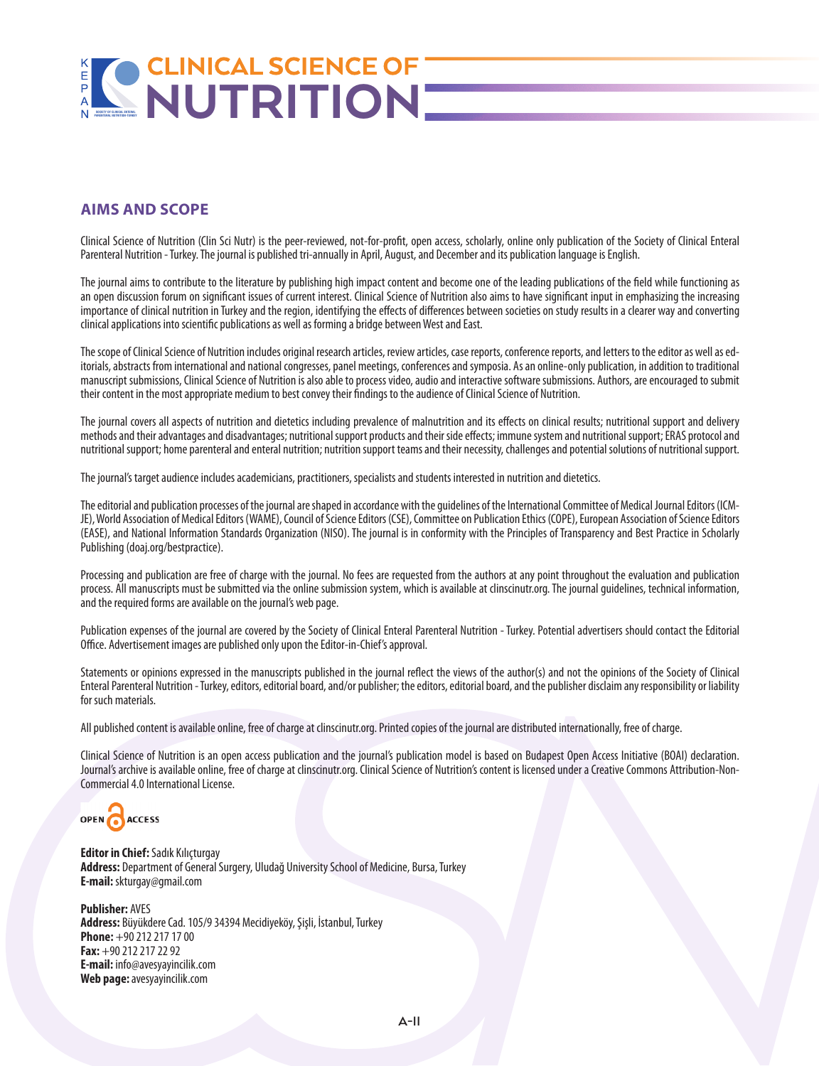## AIMS AND SCOPE

Clinical Science of Nutrition (Clin Sci Nutr) is the peer-reviewed, not-for-profit, open access, scholarly, online only publication of the Society of Clinical Enteral Parenteral Nutrition - Turkey. The journal is published tri-annually in April, August, and December and its publication language is English.

The journal aims to contribute to the literature by publishing high impact content and become one of the leading publications of the field while functioning as an open discussion forum on significant issues of current interest. Clinical Science of Nutrition also aims to have significant input in emphasizing the increasing importance of clinical nutrition in Turkey and the region, identifying the effects of differences between societies on study results in a clearer way and converting clinical applications into scientific publications as well as forming a bridge between West and East.

The scope of Clinical Science of Nutrition includes original research articles, review articles, case reports, conference reports, and letters to the editor as well as editorials, abstracts from international and national congresses, panel meetings, conferences and symposia. As an online-only publication, in addition to traditional manuscript submissions, Clinical Science of Nutrition is also able to process video, audio and interactive software submissions. Authors, are encouraged to submit their content in the most appropriate medium to best convey their findings to the audience of Clinical Science of Nutrition.

The journal covers all aspects of nutrition and dietetics including prevalence of malnutrition and its effects on clinical results; nutritional support and delivery methods and their advantages and disadvantages; nutritional support products and their side effects; immune system and nutritional support; ERAS protocol and nutritional support; home parenteral and enteral nutrition; nutrition support teams and their necessity, challenges and potential solutions of nutritional support.

The journal's target audience includes academicians, practitioners, specialists and students interested in nutrition and dietetics.

The editorial and publication processes of the journal are shaped in accordance with the guidelines of the International Committee of Medical Journal Editors (ICMJE), World Association of Medical Editors (WAME), Council of Science Editors (CSE), Committee on Publication Ethics (COPE), European Association of Science Editors (EASE), and National Information Standards Organization (NISO). The journal is in conformity with the Principles of Transparency and Best Practice in Scholarly Publishing (doaj.org/bestpractice).

Processing and publication are free of charge with the journal. No fees are requested from the authors at any point throughout the evaluation and publication process. All manuscripts must be submitted via the online submission system, which is available at clinscinutr.org. The journal guidelines, technical information, and the required forms are available on the journal's web page.

Publication expenses of the journal are covered by the Society of Clinical Enteral Parenteral Nutrition - Turkey. Potential advertisers should contact the Editorial Office. Advertisement images are published only upon the Editor-in-Chief's approval.

Statements or opinions expressed in the manuscripts published in the journal reflect the views of the author(s) and not the opinions of the Society of Clinical Enteral Parenteral Nutrition - Turkey, editors, editorial board, and/or publisher; the editors, editorial board, and the publisher disclaim any responsibility or liability for such materials.

All published content is available online, free of charge at clinscinutr.org. Printed copies of the journal are distributed internationally, free of charge.

Clinical Science of Nutrition is an open access publication and the journal's publication model is based on Budapest Open Access Initiative (BOAI) declaration. Journal's archive is available online, free of charge at clinscinutr.org. Clinical Science of Nutrition's content is licensed under a Creative Commons Attribution-Non-Commercial 4.0 International License.

OPEN ACCESS

**Editor in Chief:** Sadık Kılıçturgay
**Address:** Department of General Surgery, Uludağ University School of Medicine, Bursa, Turkey
**E-mail:** skturgay@gmail.com

**Publisher:** AVES
**Address:** Büyükdere Cad. 105/9 34394 Mecidiyeköy, Şişli, İstanbul, Turkey
**Phone:** +90 212 217 17 00
**Fax:** +90 212 217 22 92
**E-mail:** info@avesyayincilik.com
**Web page:** avesyayincilik.com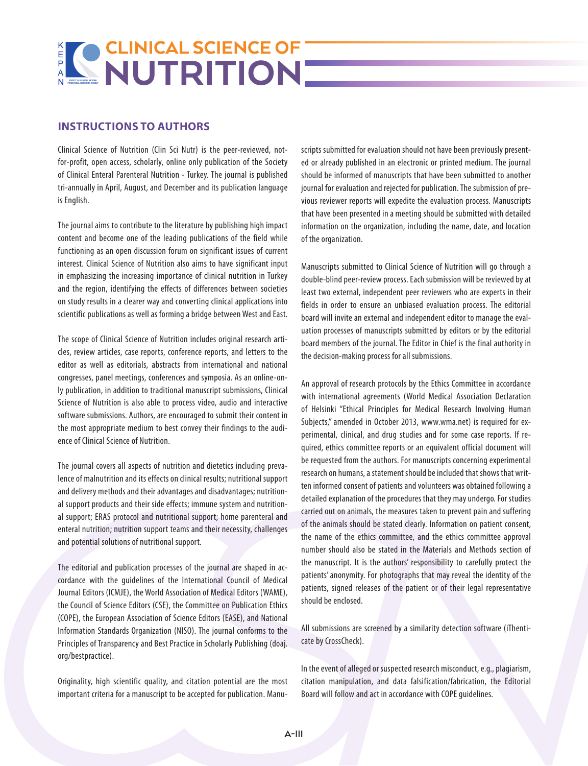## INSTRUCTIONS TO AUTHORS

Clinical Science of Nutrition (Clin Sci Nutr) is the peer-reviewed, not-for-profit, open access, scholarly, online only publication of the Society of Clinical Enteral Parenteral Nutrition - Turkey. The journal is published tri-annually in April, August, and December and its publication language is English.

The journal aims to contribute to the literature by publishing high impact content and become one of the leading publications of the field while functioning as an open discussion forum on significant issues of current interest. Clinical Science of Nutrition also aims to have significant input in emphasizing the increasing importance of clinical nutrition in Turkey and the region, identifying the effects of differences between societies on study results in a clearer way and converting clinical applications into scientific publications as well as forming a bridge between West and East.

The scope of Clinical Science of Nutrition includes original research articles, review articles, case reports, conference reports, and letters to the editor as well as editorials, abstracts from international and national congresses, panel meetings, conferences and symposia. As an online-only publication, in addition to traditional manuscript submissions, Clinical Science of Nutrition is also able to process video, audio and interactive software submissions. Authors, are encouraged to submit their content in the most appropriate medium to best convey their findings to the audience of Clinical Science of Nutrition.

The journal covers all aspects of nutrition and dietetics including prevalence of malnutrition and its effects on clinical results; nutritional support and delivery methods and their advantages and disadvantages; nutritional support products and their side effects; immune system and nutritional support; ERAS protocol and nutritional support; home parenteral and enteral nutrition; nutrition support teams and their necessity, challenges and potential solutions of nutritional support.

The editorial and publication processes of the journal are shaped in accordance with the guidelines of the International Council of Medical Journal Editors (ICMJE), the World Association of Medical Editors (WAME), the Council of Science Editors (CSE), the Committee on Publication Ethics (COPE), the European Association of Science Editors (EASE), and National Information Standards Organization (NISO). The journal conforms to the Principles of Transparency and Best Practice in Scholarly Publishing (doaj.org/bestpractice).

Originality, high scientific quality, and citation potential are the most important criteria for a manuscript to be accepted for publication. Manuscripts submitted for evaluation should not have been previously presented or already published in an electronic or printed medium. The journal should be informed of manuscripts that have been submitted to another journal for evaluation and rejected for publication. The submission of previous reviewer reports will expedite the evaluation process. Manuscripts that have been presented in a meeting should be submitted with detailed information on the organization, including the name, date, and location of the organization.

Manuscripts submitted to Clinical Science of Nutrition will go through a double-blind peer-review process. Each submission will be reviewed by at least two external, independent peer reviewers who are experts in their fields in order to ensure an unbiased evaluation process. The editorial board will invite an external and independent editor to manage the evaluation processes of manuscripts submitted by editors or by the editorial board members of the journal. The Editor in Chief is the final authority in the decision-making process for all submissions.

An approval of research protocols by the Ethics Committee in accordance with international agreements (World Medical Association Declaration of Helsinki "Ethical Principles for Medical Research Involving Human Subjects," amended in October 2013, www.wma.net) is required for experimental, clinical, and drug studies and for some case reports. If required, ethics committee reports or an equivalent official document will be requested from the authors. For manuscripts concerning experimental research on humans, a statement should be included that shows that written informed consent of patients and volunteers was obtained following a detailed explanation of the procedures that they may undergo. For studies carried out on animals, the measures taken to prevent pain and suffering of the animals should be stated clearly. Information on patient consent, the name of the ethics committee, and the ethics committee approval number should also be stated in the Materials and Methods section of the manuscript. It is the authors' responsibility to carefully protect the patients' anonymity. For photographs that may reveal the identity of the patients, signed releases of the patient or of their legal representative should be enclosed.

All submissions are screened by a similarity detection software (iThenticate by CrossCheck).

In the event of alleged or suspected research misconduct, e.g., plagiarism, citation manipulation, and data falsification/fabrication, the Editorial Board will follow and act in accordance with COPE guidelines.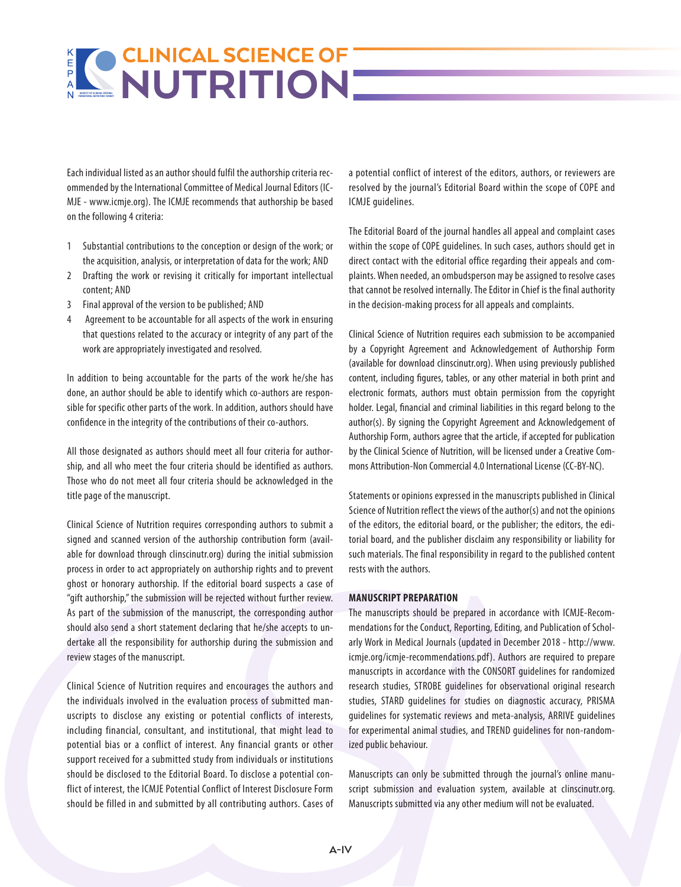Each individual listed as an author should fulfil the authorship criteria recommended by the International Committee of Medical Journal Editors (ICMJE - www.icmje.org). The ICMJE recommends that authorship be based on the following 4 criteria:

1. Substantial contributions to the conception or design of the work; or the acquisition, analysis, or interpretation of data for the work; AND
2. Drafting the work or revising it critically for important intellectual content; AND
3. Final approval of the version to be published; AND
4. Agreement to be accountable for all aspects of the work in ensuring that questions related to the accuracy or integrity of any part of the work are appropriately investigated and resolved.

In addition to being accountable for the parts of the work he/she has done, an author should be able to identify which co-authors are responsible for specific other parts of the work. In addition, authors should have confidence in the integrity of the contributions of their co-authors.

All those designated as authors should meet all four criteria for authorship, and all who meet the four criteria should be identified as authors. Those who do not meet all four criteria should be acknowledged in the title page of the manuscript.

Clinical Science of Nutrition requires corresponding authors to submit a signed and scanned version of the authorship contribution form (available for download through clinscinutr.org) during the initial submission process in order to act appropriately on authorship rights and to prevent ghost or honorary authorship. If the editorial board suspects a case of "gift authorship," the submission will be rejected without further review. As part of the submission of the manuscript, the corresponding author should also send a short statement declaring that he/she accepts to undertake all the responsibility for authorship during the submission and review stages of the manuscript.

Clinical Science of Nutrition requires and encourages the authors and the individuals involved in the evaluation process of submitted manuscripts to disclose any existing or potential conflicts of interests, including financial, consultant, and institutional, that might lead to potential bias or a conflict of interest. Any financial grants or other support received for a submitted study from individuals or institutions should be disclosed to the Editorial Board. To disclose a potential conflict of interest, the ICMJE Potential Conflict of Interest Disclosure Form should be filled in and submitted by all contributing authors. Cases of a potential conflict of interest of the editors, authors, or reviewers are resolved by the journal's Editorial Board within the scope of COPE and ICMJE guidelines.

The Editorial Board of the journal handles all appeal and complaint cases within the scope of COPE guidelines. In such cases, authors should get in direct contact with the editorial office regarding their appeals and complaints. When needed, an ombudsperson may be assigned to resolve cases that cannot be resolved internally. The Editor in Chief is the final authority in the decision-making process for all appeals and complaints.

Clinical Science of Nutrition requires each submission to be accompanied by a Copyright Agreement and Acknowledgement of Authorship Form (available for download clinscinutr.org). When using previously published content, including figures, tables, or any other material in both print and electronic formats, authors must obtain permission from the copyright holder. Legal, financial and criminal liabilities in this regard belong to the author(s). By signing the Copyright Agreement and Acknowledgement of Authorship Form, authors agree that the article, if accepted for publication by the Clinical Science of Nutrition, will be licensed under a Creative Commons Attribution-Non Commercial 4.0 International License (CC-BY-NC).

Statements or opinions expressed in the manuscripts published in Clinical Science of Nutrition reflect the views of the author(s) and not the opinions of the editors, the editorial board, or the publisher; the editors, the editorial board, and the publisher disclaim any responsibility or liability for such materials. The final responsibility in regard to the published content rests with the authors.

**MANUSCRIPT PREPARATION**

The manuscripts should be prepared in accordance with ICMJE-Recommendations for the Conduct, Reporting, Editing, and Publication of Scholarly Work in Medical Journals (updated in December 2018 - http://www.icmje.org/icmje-recommendations.pdf). Authors are required to prepare manuscripts in accordance with the CONSORT guidelines for randomized research studies, STROBE guidelines for observational original research studies, STARD guidelines for studies on diagnostic accuracy, PRISMA guidelines for systematic reviews and meta-analysis, ARRIVE guidelines for experimental animal studies, and TREND guidelines for non-randomized public behaviour.

Manuscripts can only be submitted through the journal's online manuscript submission and evaluation system, available at clinscinutr.org. Manuscripts submitted via any other medium will not be evaluated.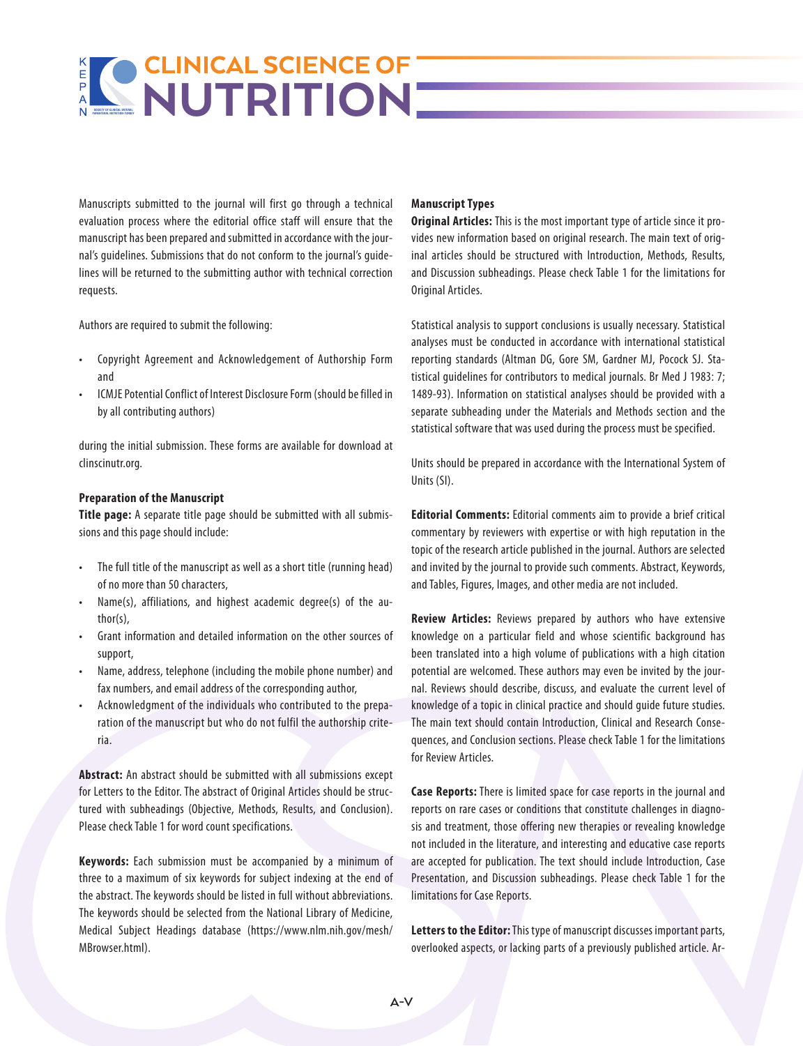Manuscripts submitted to the journal will first go through a technical evaluation process where the editorial office staff will ensure that the manuscript has been prepared and submitted in accordance with the journal's guidelines. Submissions that do not conform to the journal's guidelines will be returned to the submitting author with technical correction requests.

Authors are required to submit the following:

- Copyright Agreement and Acknowledgement of Authorship Form and
- ICMJE Potential Conflict of Interest Disclosure Form (should be filled in by all contributing authors)

during the initial submission. These forms are available for download at clinscinutr.org.

### Preparation of the Manuscript

**Title page:** A separate title page should be submitted with all submissions and this page should include:

- The full title of the manuscript as well as a short title (running head) of no more than 50 characters,
- Name(s), affiliations, and highest academic degree(s) of the author(s),
- Grant information and detailed information on the other sources of support,
- Name, address, telephone (including the mobile phone number) and fax numbers, and email address of the corresponding author,
- Acknowledgment of the individuals who contributed to the preparation of the manuscript but who do not fulfil the authorship criteria.

**Abstract:** An abstract should be submitted with all submissions except for Letters to the Editor. The abstract of Original Articles should be structured with subheadings (Objective, Methods, Results, and Conclusion). Please check Table 1 for word count specifications.

**Keywords:** Each submission must be accompanied by a minimum of three to a maximum of six keywords for subject indexing at the end of the abstract. The keywords should be listed in full without abbreviations. The keywords should be selected from the National Library of Medicine, Medical Subject Headings database (https://www.nlm.nih.gov/mesh/MBrowser.html).

### Manuscript Types

**Original Articles:** This is the most important type of article since it provides new information based on original research. The main text of original articles should be structured with Introduction, Methods, Results, and Discussion subheadings. Please check Table 1 for the limitations for Original Articles.

Statistical analysis to support conclusions is usually necessary. Statistical analyses must be conducted in accordance with international statistical reporting standards (Altman DG, Gore SM, Gardner MJ, Pocock SJ. Statistical guidelines for contributors to medical journals. Br Med J 1983: 7; 1489-93). Information on statistical analyses should be provided with a separate subheading under the Materials and Methods section and the statistical software that was used during the process must be specified.

Units should be prepared in accordance with the International System of Units (SI).

**Editorial Comments:** Editorial comments aim to provide a brief critical commentary by reviewers with expertise or with high reputation in the topic of the research article published in the journal. Authors are selected and invited by the journal to provide such comments. Abstract, Keywords, and Tables, Figures, Images, and other media are not included.

**Review Articles:** Reviews prepared by authors who have extensive knowledge on a particular field and whose scientific background has been translated into a high volume of publications with a high citation potential are welcomed. These authors may even be invited by the journal. Reviews should describe, discuss, and evaluate the current level of knowledge of a topic in clinical practice and should guide future studies. The main text should contain Introduction, Clinical and Research Consequences, and Conclusion sections. Please check Table 1 for the limitations for Review Articles.

**Case Reports:** There is limited space for case reports in the journal and reports on rare cases or conditions that constitute challenges in diagnosis and treatment, those offering new therapies or revealing knowledge not included in the literature, and interesting and educative case reports are accepted for publication. The text should include Introduction, Case Presentation, and Discussion subheadings. Please check Table 1 for the limitations for Case Reports.

**Letters to the Editor:** This type of manuscript discusses important parts, overlooked aspects, or lacking parts of a previously published article. Ar-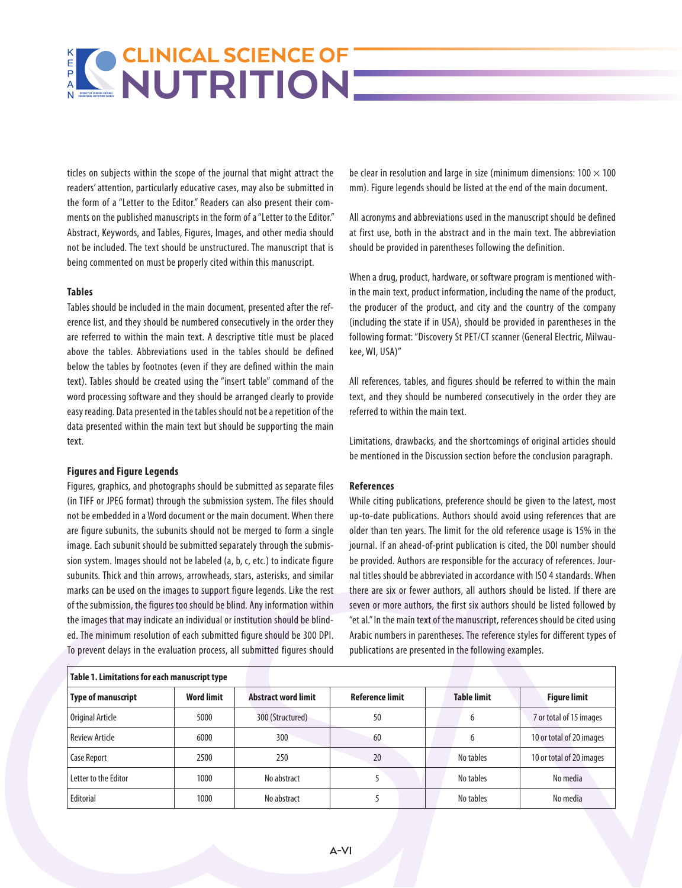ticles on subjects within the scope of the journal that might attract the readers' attention, particularly educative cases, may also be submitted in the form of a "Letter to the Editor." Readers can also present their comments on the published manuscripts in the form of a "Letter to the Editor." Abstract, Keywords, and Tables, Figures, Images, and other media should not be included. The text should be unstructured. The manuscript that is being commented on must be properly cited within this manuscript.

### Tables

Tables should be included in the main document, presented after the reference list, and they should be numbered consecutively in the order they are referred to within the main text. A descriptive title must be placed above the tables. Abbreviations used in the tables should be defined below the tables by footnotes (even if they are defined within the main text). Tables should be created using the "insert table" command of the word processing software and they should be arranged clearly to provide easy reading. Data presented in the tables should not be a repetition of the data presented within the main text but should be supporting the main text.

### Figures and Figure Legends

Figures, graphics, and photographs should be submitted as separate files (in TIFF or JPEG format) through the submission system. The files should not be embedded in a Word document or the main document. When there are figure subunits, the subunits should not be merged to form a single image. Each subunit should be submitted separately through the submission system. Images should not be labeled (a, b, c, etc.) to indicate figure subunits. Thick and thin arrows, arrowheads, stars, asterisks, and similar marks can be used on the images to support figure legends. Like the rest of the submission, the figures too should be blind. Any information within the images that may indicate an individual or institution should be blinded. The minimum resolution of each submitted figure should be 300 DPI. To prevent delays in the evaluation process, all submitted figures should be clear in resolution and large in size (minimum dimensions: 100 × 100 mm). Figure legends should be listed at the end of the main document.

All acronyms and abbreviations used in the manuscript should be defined at first use, both in the abstract and in the main text. The abbreviation should be provided in parentheses following the definition.

When a drug, product, hardware, or software program is mentioned within the main text, product information, including the name of the product, the producer of the product, and city and the country of the company (including the state if in USA), should be provided in parentheses in the following format: "Discovery St PET/CT scanner (General Electric, Milwaukee, WI, USA)"

All references, tables, and figures should be referred to within the main text, and they should be numbered consecutively in the order they are referred to within the main text.

Limitations, drawbacks, and the shortcomings of original articles should be mentioned in the Discussion section before the conclusion paragraph.

### References

While citing publications, preference should be given to the latest, most up-to-date publications. Authors should avoid using references that are older than ten years. The limit for the old reference usage is 15% in the journal. If an ahead-of-print publication is cited, the DOI number should be provided. Authors are responsible for the accuracy of references. Journal titles should be abbreviated in accordance with ISO 4 standards. When there are six or fewer authors, all authors should be listed. If there are seven or more authors, the first six authors should be listed followed by "et al." In the main text of the manuscript, references should be cited using Arabic numbers in parentheses. The reference styles for different types of publications are presented in the following examples.

**Table 1. Limitations for each manuscript type**

| Type of manuscript | Word limit | Abstract word limit | Reference limit | Table limit | Figure limit |
|---|---|---|---|---|---|
| Original Article | 5000 | 300 (Structured) | 50 | 6 | 7 or total of 15 images |
| Review Article | 6000 | 300 | 60 | 6 | 10 or total of 20 images |
| Case Report | 2500 | 250 | 20 | No tables | 10 or total of 20 images |
| Letter to the Editor | 1000 | No abstract | 5 | No tables | No media |
| Editorial | 1000 | No abstract | 5 | No tables | No media |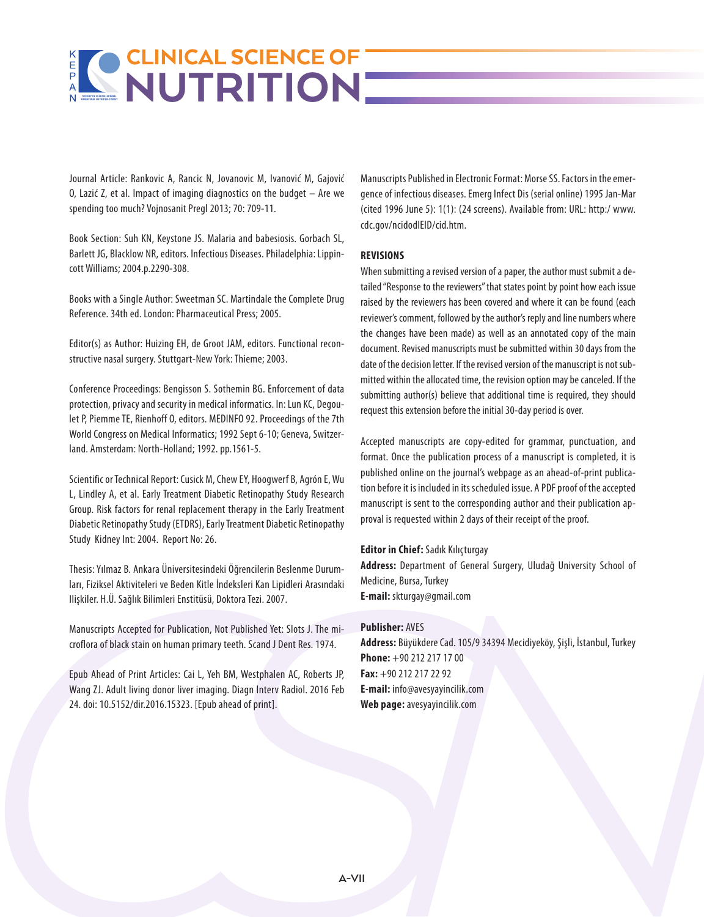Journal Article: Rankovic A, Rancic N, Jovanovic M, Ivanović M, Gajović O, Lazić Z, et al. Impact of imaging diagnostics on the budget – Are we spending too much? Vojnosanit Pregl 2013; 70: 709-11.

Book Section: Suh KN, Keystone JS. Malaria and babesiosis. Gorbach SL, Barlett JG, Blacklow NR, editors. Infectious Diseases. Philadelphia: Lippincott Williams; 2004.p.2290-308.

Books with a Single Author: Sweetman SC. Martindale the Complete Drug Reference. 34th ed. London: Pharmaceutical Press; 2005.

Editor(s) as Author: Huizing EH, de Groot JAM, editors. Functional reconstructive nasal surgery. Stuttgart-New York: Thieme; 2003.

Conference Proceedings: Bengisson S. Sothemin BG. Enforcement of data protection, privacy and security in medical informatics. In: Lun KC, Degoulet P, Piemme TE, Rienhoff O, editors. MEDINFO 92. Proceedings of the 7th World Congress on Medical Informatics; 1992 Sept 6-10; Geneva, Switzerland. Amsterdam: North-Holland; 1992. pp.1561-5.

Scientific or Technical Report: Cusick M, Chew EY, Hoogwerf B, Agrón E, Wu L, Lindley A, et al. Early Treatment Diabetic Retinopathy Study Research Group. Risk factors for renal replacement therapy in the Early Treatment Diabetic Retinopathy Study (ETDRS), Early Treatment Diabetic Retinopathy Study Kidney Int: 2004. Report No: 26.

Thesis: Yılmaz B. Ankara Üniversitesindeki Öğrencilerin Beslenme Durumları, Fiziksel Aktiviteleri ve Beden Kitle İndeksleri Kan Lipidleri Arasındaki Ilişkiler. H.Ü. Sağlık Bilimleri Enstitüsü, Doktora Tezi. 2007.

Manuscripts Accepted for Publication, Not Published Yet: Slots J. The microflora of black stain on human primary teeth. Scand J Dent Res. 1974.

Epub Ahead of Print Articles: Cai L, Yeh BM, Westphalen AC, Roberts JP, Wang ZJ. Adult living donor liver imaging. Diagn Interv Radiol. 2016 Feb 24. doi: 10.5152/dir.2016.15323. [Epub ahead of print].

Manuscripts Published in Electronic Format: Morse SS. Factors in the emergence of infectious diseases. Emerg Infect Dis (serial online) 1995 Jan-Mar (cited 1996 June 5): 1(1): (24 screens). Available from: URL: http:/ www.cdc.gov/ncidodlEID/cid.htm.

**REVISIONS**

When submitting a revised version of a paper, the author must submit a detailed "Response to the reviewers" that states point by point how each issue raised by the reviewers has been covered and where it can be found (each reviewer's comment, followed by the author's reply and line numbers where the changes have been made) as well as an annotated copy of the main document. Revised manuscripts must be submitted within 30 days from the date of the decision letter. If the revised version of the manuscript is not submitted within the allocated time, the revision option may be canceled. If the submitting author(s) believe that additional time is required, they should request this extension before the initial 30-day period is over.

Accepted manuscripts are copy-edited for grammar, punctuation, and format. Once the publication process of a manuscript is completed, it is published online on the journal's webpage as an ahead-of-print publication before it is included in its scheduled issue. A PDF proof of the accepted manuscript is sent to the corresponding author and their publication approval is requested within 2 days of their receipt of the proof.

**Editor in Chief:** Sadık Kılıçturgay
**Address:** Department of General Surgery, Uludağ University School of Medicine, Bursa, Turkey
**E-mail:** skturgay@gmail.com

**Publisher:** AVES
**Address:** Büyükdere Cad. 105/9 34394 Mecidiyeköy, Şişli, İstanbul, Turkey
**Phone:** +90 212 217 17 00
**Fax:** +90 212 217 22 92
**E-mail:** info@avesyayincilik.com
**Web page:** avesyayincilik.com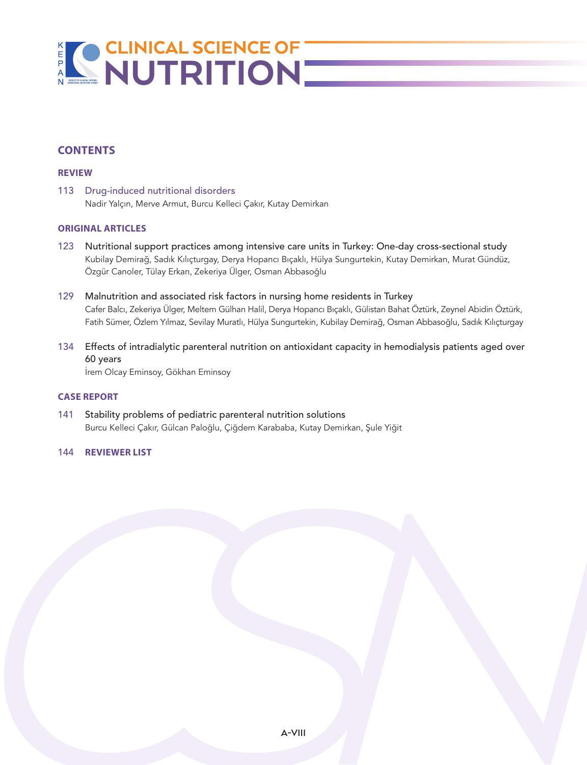# CONTENTS

## REVIEW

113 Drug-induced nutritional disorders
Nadir Yalçın, Merve Armut, Burcu Kelleci Çakır, Kutay Demirkan

## ORIGINAL ARTICLES

123 Nutritional support practices among intensive care units in Turkey: One-day cross-sectional study
Kubilay Demirağ, Sadık Kılıçturgay, Derya Hopancı Bıçaklı, Hülya Sungurtekin, Kutay Demirkan, Murat Gündüz, Özgür Canoler, Tülay Erkan, Zekeriya Ülger, Osman Abbasoğlu

129 Malnutrition and associated risk factors in nursing home residents in Turkey
Cafer Balcı, Zekeriya Ülger, Meltem Gülhan Halil, Derya Hopancı Bıçaklı, Gülistan Bahat Öztürk, Zeynel Abidin Öztürk, Fatih Sümer, Özlem Yılmaz, Sevilay Muratlı, Hülya Sungurtekin, Kubilay Demirağ, Osman Abbasoğlu, Sadık Kılıçturgay

134 Effects of intradialytic parenteral nutrition on antioxidant capacity in hemodialysis patients aged over 60 years
İrem Olcay Eminsoy, Gökhan Eminsoy

## CASE REPORT

141 Stability problems of pediatric parenteral nutrition solutions
Burcu Kelleci Çakır, Gülcan Paloğlu, Çiğdem Karababa, Kutay Demirkan, Şule Yiğit

144 **REVIEWER LIST**